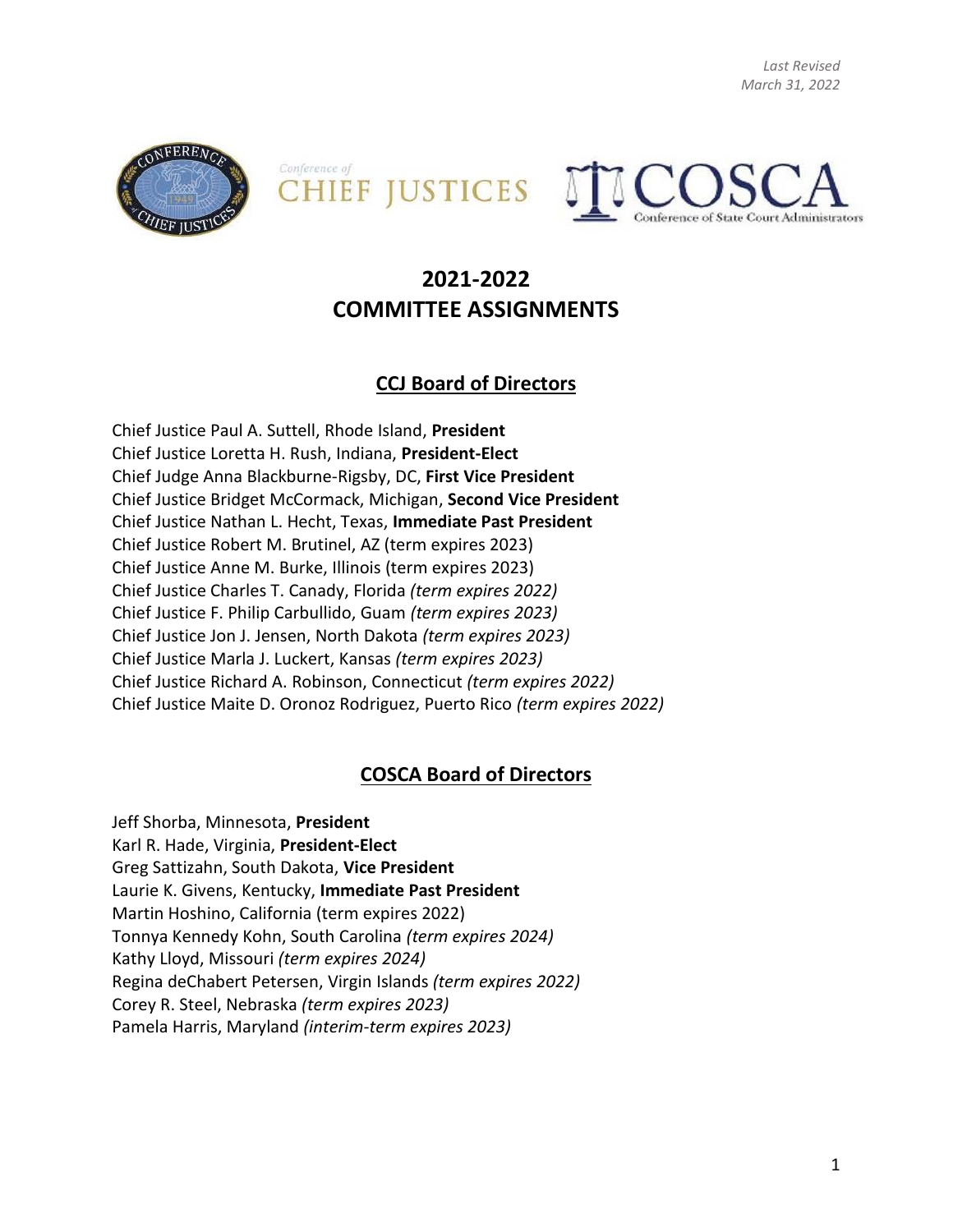*Last Revised*
*March 31, 2022*

Conference of CHIEF JUSTICES

COSCA Conference of State Court Administrators

# 2021-2022 COMMITTEE ASSIGNMENTS

## CCJ Board of Directors

Chief Justice Paul A. Suttell, Rhode Island, **President**
Chief Justice Loretta H. Rush, Indiana, **President-Elect**
Chief Judge Anna Blackburne-Rigsby, DC, **First Vice President**
Chief Justice Bridget McCormack, Michigan, **Second Vice President**
Chief Justice Nathan L. Hecht, Texas, **Immediate Past President**
Chief Justice Robert M. Brutinel, AZ (term expires 2023)
Chief Justice Anne M. Burke, Illinois (term expires 2023)
Chief Justice Charles T. Canady, Florida *(term expires 2022)*
Chief Justice F. Philip Carbullido, Guam *(term expires 2023)*
Chief Justice Jon J. Jensen, North Dakota *(term expires 2023)*
Chief Justice Marla J. Luckert, Kansas *(term expires 2023)*
Chief Justice Richard A. Robinson, Connecticut *(term expires 2022)*
Chief Justice Maite D. Oronoz Rodriguez, Puerto Rico *(term expires 2022)*

## COSCA Board of Directors

Jeff Shorba, Minnesota, **President**
Karl R. Hade, Virginia, **President-Elect**
Greg Sattizahn, South Dakota, **Vice President**
Laurie K. Givens, Kentucky, **Immediate Past President**
Martin Hoshino, California (term expires 2022)
Tonnya Kennedy Kohn, South Carolina *(term expires 2024)*
Kathy Lloyd, Missouri *(term expires 2024)*
Regina deChabert Petersen, Virgin Islands *(term expires 2022)*
Corey R. Steel, Nebraska *(term expires 2023)*
Pamela Harris, Maryland *(interim-term expires 2023)*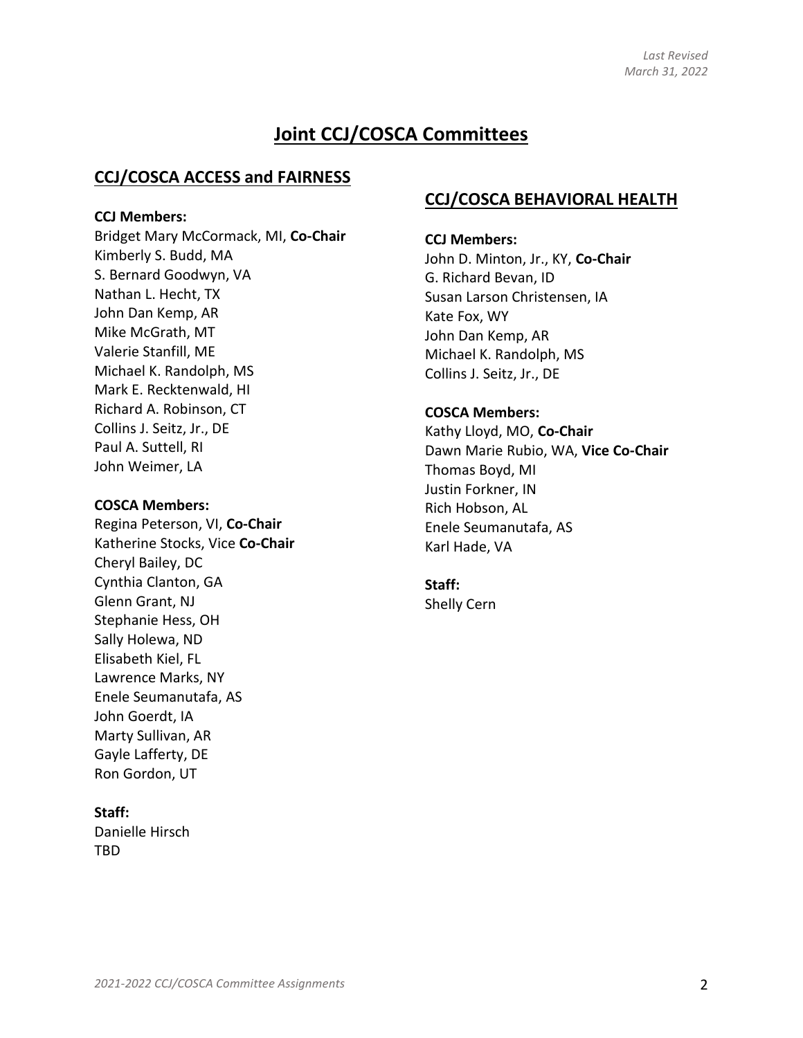*Last Revised*
*March 31, 2022*

# Joint CCJ/COSCA Committees

## CCJ/COSCA ACCESS and FAIRNESS

**CCJ Members:**

Bridget Mary McCormack, MI, **Co-Chair**
Kimberly S. Budd, MA
S. Bernard Goodwyn, VA
Nathan L. Hecht, TX
John Dan Kemp, AR
Mike McGrath, MT
Valerie Stanfill, ME
Michael K. Randolph, MS
Mark E. Recktenwald, HI
Richard A. Robinson, CT
Collins J. Seitz, Jr., DE
Paul A. Suttell, RI
John Weimer, LA

**COSCA Members:**

Regina Peterson, VI, **Co-Chair**
Katherine Stocks, Vice **Co-Chair**
Cheryl Bailey, DC
Cynthia Clanton, GA
Glenn Grant, NJ
Stephanie Hess, OH
Sally Holewa, ND
Elisabeth Kiel, FL
Lawrence Marks, NY
Enele Seumanutafa, AS
John Goerdt, IA
Marty Sullivan, AR
Gayle Lafferty, DE
Ron Gordon, UT

**Staff:**

Danielle Hirsch
TBD

## CCJ/COSCA BEHAVIORAL HEALTH

**CCJ Members:**

John D. Minton, Jr., KY, **Co-Chair**
G. Richard Bevan, ID
Susan Larson Christensen, IA
Kate Fox, WY
John Dan Kemp, AR
Michael K. Randolph, MS
Collins J. Seitz, Jr., DE

**COSCA Members:**

Kathy Lloyd, MO, **Co-Chair**
Dawn Marie Rubio, WA, **Vice Co-Chair**
Thomas Boyd, MI
Justin Forkner, IN
Rich Hobson, AL
Enele Seumanutafa, AS
Karl Hade, VA

**Staff:**

Shelly Cern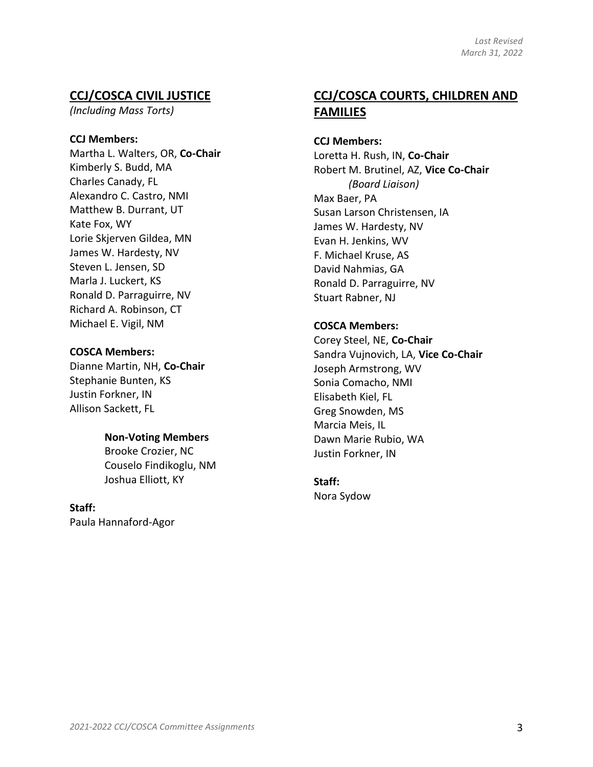*Last Revised*
*March 31, 2022*

## CCJ/COSCA CIVIL JUSTICE

*(Including Mass Torts)*

**CCJ Members:**

Martha L. Walters, OR, **Co-Chair**
Kimberly S. Budd, MA
Charles Canady, FL
Alexandro C. Castro, NMI
Matthew B. Durrant, UT
Kate Fox, WY
Lorie Skjerven Gildea, MN
James W. Hardesty, NV
Steven L. Jensen, SD
Marla J. Luckert, KS
Ronald D. Parraguirre, NV
Richard A. Robinson, CT
Michael E. Vigil, NM

**COSCA Members:**

Dianne Martin, NH, **Co-Chair**
Stephanie Bunten, KS
Justin Forkner, IN
Allison Sackett, FL

**Non-Voting Members**

Brooke Crozier, NC
Couselo Findikoglu, NM
Joshua Elliott, KY

**Staff:**

Paula Hannaford-Agor

## CCJ/COSCA COURTS, CHILDREN AND FAMILIES

**CCJ Members:**

Loretta H. Rush, IN, **Co-Chair**
Robert M. Brutinel, AZ, **Vice Co-Chair**
*(Board Liaison)*
Max Baer, PA
Susan Larson Christensen, IA
James W. Hardesty, NV
Evan H. Jenkins, WV
F. Michael Kruse, AS
David Nahmias, GA
Ronald D. Parraguirre, NV
Stuart Rabner, NJ

**COSCA Members:**

Corey Steel, NE, **Co-Chair**
Sandra Vujnovich, LA, **Vice Co-Chair**
Joseph Armstrong, WV
Sonia Comacho, NMI
Elisabeth Kiel, FL
Greg Snowden, MS
Marcia Meis, IL
Dawn Marie Rubio, WA
Justin Forkner, IN

**Staff:**

Nora Sydow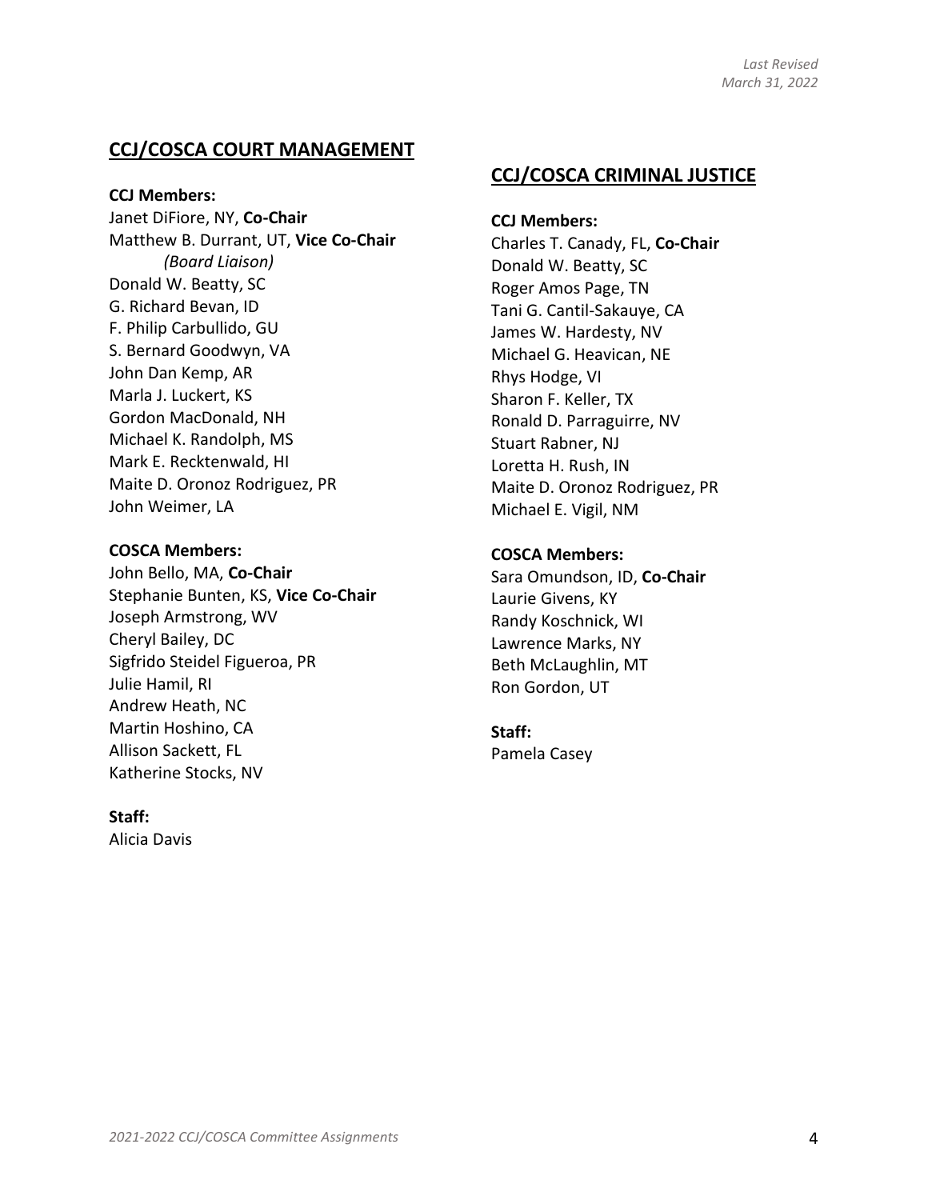*Last Revised*
*March 31, 2022*

## CCJ/COSCA COURT MANAGEMENT

**CCJ Members:**
Janet DiFiore, NY, **Co-Chair**
Matthew B. Durrant, UT, **Vice Co-Chair**
*(Board Liaison)*
Donald W. Beatty, SC
G. Richard Bevan, ID
F. Philip Carbullido, GU
S. Bernard Goodwyn, VA
John Dan Kemp, AR
Marla J. Luckert, KS
Gordon MacDonald, NH
Michael K. Randolph, MS
Mark E. Recktenwald, HI
Maite D. Oronoz Rodriguez, PR
John Weimer, LA

**COSCA Members:**
John Bello, MA, **Co-Chair**
Stephanie Bunten, KS, **Vice Co-Chair**
Joseph Armstrong, WV
Cheryl Bailey, DC
Sigfrido Steidel Figueroa, PR
Julie Hamil, RI
Andrew Heath, NC
Martin Hoshino, CA
Allison Sackett, FL
Katherine Stocks, NV

**Staff:**
Alicia Davis

## CCJ/COSCA CRIMINAL JUSTICE

**CCJ Members:**
Charles T. Canady, FL, **Co-Chair**
Donald W. Beatty, SC
Roger Amos Page, TN
Tani G. Cantil-Sakauye, CA
James W. Hardesty, NV
Michael G. Heavican, NE
Rhys Hodge, VI
Sharon F. Keller, TX
Ronald D. Parraguirre, NV
Stuart Rabner, NJ
Loretta H. Rush, IN
Maite D. Oronoz Rodriguez, PR
Michael E. Vigil, NM

**COSCA Members:**
Sara Omundson, ID, **Co-Chair**
Laurie Givens, KY
Randy Koschnick, WI
Lawrence Marks, NY
Beth McLaughlin, MT
Ron Gordon, UT

**Staff:**
Pamela Casey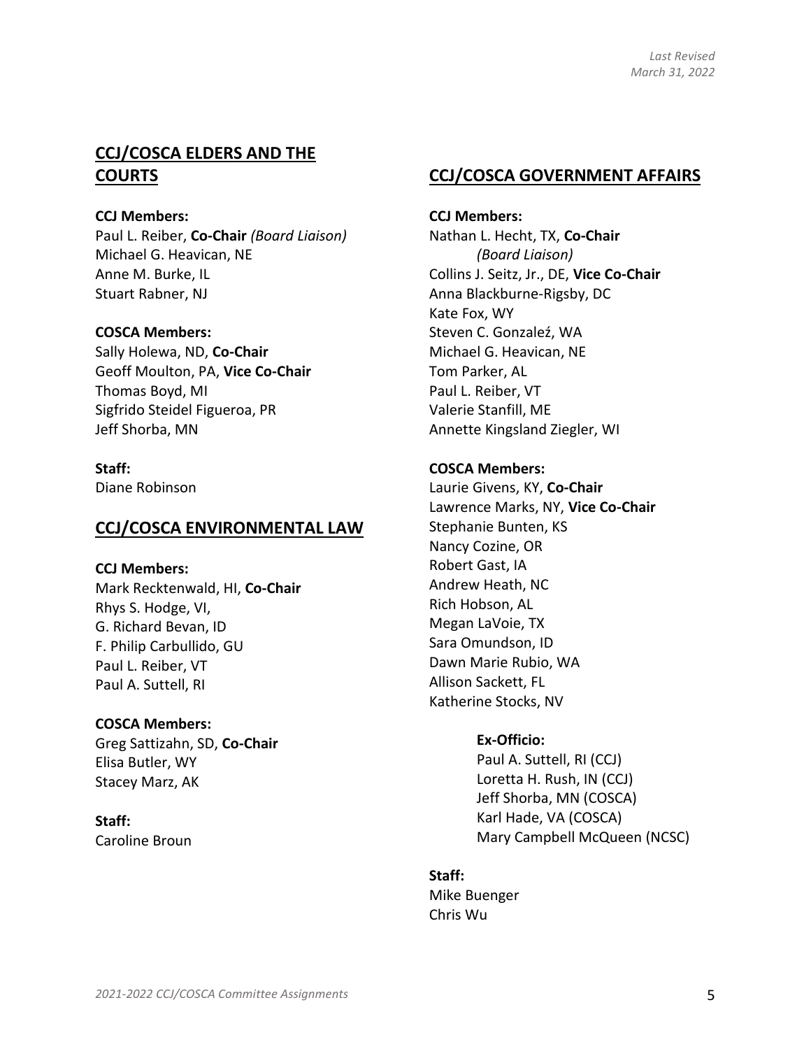*Last Revised*
*March 31, 2022*

## CCJ/COSCA ELDERS AND THE COURTS

**CCJ Members:**
Paul L. Reiber, **Co-Chair** *(Board Liaison)*
Michael G. Heavican, NE
Anne M. Burke, IL
Stuart Rabner, NJ

**COSCA Members:**
Sally Holewa, ND, **Co-Chair**
Geoff Moulton, PA, **Vice Co-Chair**
Thomas Boyd, MI
Sigfrido Steidel Figueroa, PR
Jeff Shorba, MN

**Staff:**
Diane Robinson

## CCJ/COSCA ENVIRONMENTAL LAW

**CCJ Members:**
Mark Recktenwald, HI, **Co-Chair**
Rhys S. Hodge, VI,
G. Richard Bevan, ID
F. Philip Carbullido, GU
Paul L. Reiber, VT
Paul A. Suttell, RI

**COSCA Members:**
Greg Sattizahn, SD, **Co-Chair**
Elisa Butler, WY
Stacey Marz, AK

**Staff:**
Caroline Broun

## CCJ/COSCA GOVERNMENT AFFAIRS

**CCJ Members:**
Nathan L. Hecht, TX, **Co-Chair** *(Board Liaison)*
Collins J. Seitz, Jr., DE, **Vice Co-Chair**
Anna Blackburne-Rigsby, DC
Kate Fox, WY
Steven C. Gonzaleź, WA
Michael G. Heavican, NE
Tom Parker, AL
Paul L. Reiber, VT
Valerie Stanfill, ME
Annette Kingsland Ziegler, WI

**COSCA Members:**
Laurie Givens, KY, **Co-Chair**
Lawrence Marks, NY, **Vice Co-Chair**
Stephanie Bunten, KS
Nancy Cozine, OR
Robert Gast, IA
Andrew Heath, NC
Rich Hobson, AL
Megan LaVoie, TX
Sara Omundson, ID
Dawn Marie Rubio, WA
Allison Sackett, FL
Katherine Stocks, NV

**Ex-Officio:**
Paul A. Suttell, RI (CCJ)
Loretta H. Rush, IN (CCJ)
Jeff Shorba, MN (COSCA)
Karl Hade, VA (COSCA)
Mary Campbell McQueen (NCSC)

**Staff:**
Mike Buenger
Chris Wu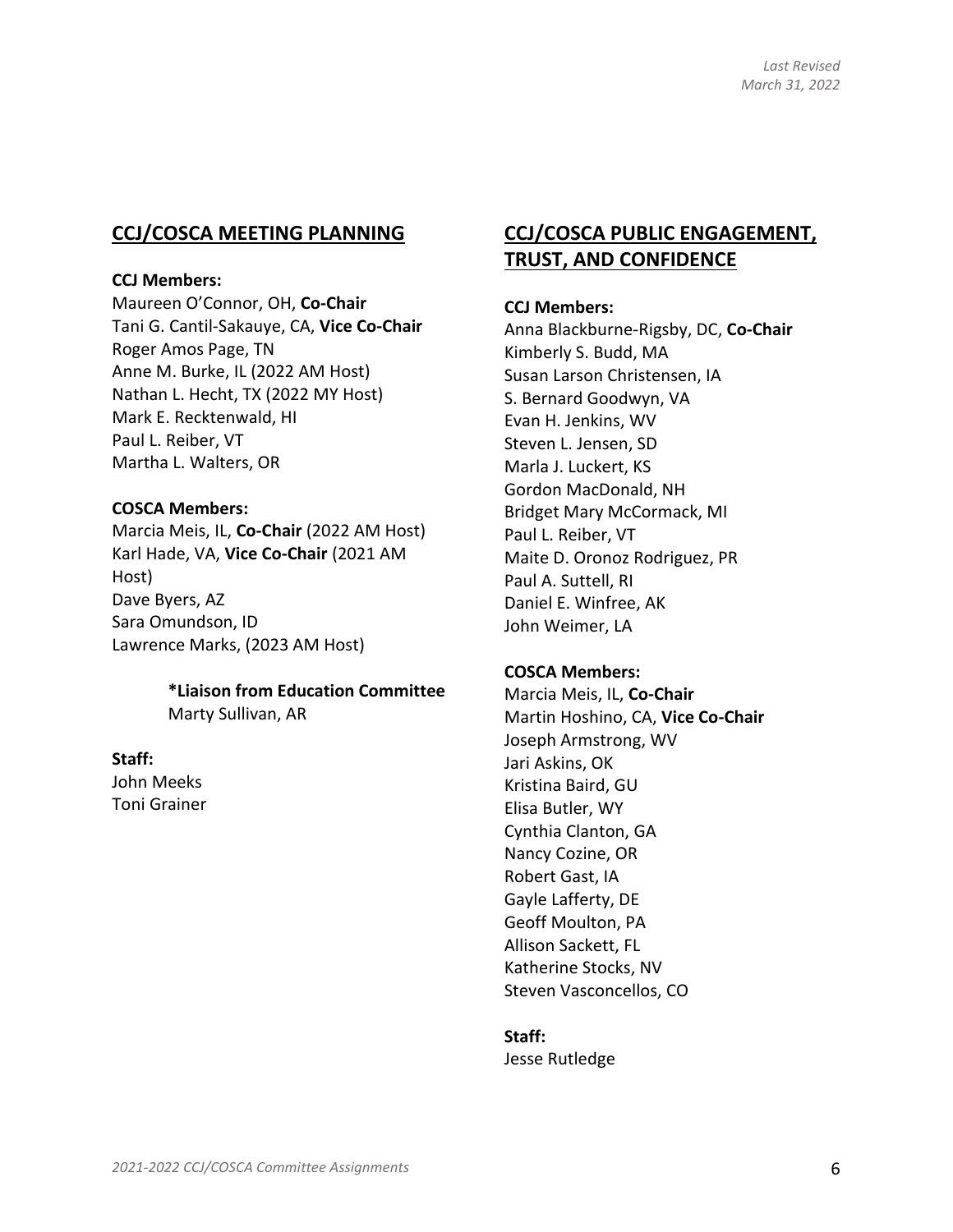*Last Revised*
*March 31, 2022*

## CCJ/COSCA MEETING PLANNING

**CCJ Members:**
Maureen O'Connor, OH, **Co-Chair**
Tani G. Cantil-Sakauye, CA, **Vice Co-Chair**
Roger Amos Page, TN
Anne M. Burke, IL (2022 AM Host)
Nathan L. Hecht, TX (2022 MY Host)
Mark E. Recktenwald, HI
Paul L. Reiber, VT
Martha L. Walters, OR

**COSCA Members:**
Marcia Meis, IL, **Co-Chair** (2022 AM Host)
Karl Hade, VA, **Vice Co-Chair** (2021 AM Host)
Dave Byers, AZ
Sara Omundson, ID
Lawrence Marks, (2023 AM Host)

**\*Liaison from Education Committee**
Marty Sullivan, AR

**Staff:**
John Meeks
Toni Grainer

## CCJ/COSCA PUBLIC ENGAGEMENT, TRUST, AND CONFIDENCE

**CCJ Members:**
Anna Blackburne-Rigsby, DC, **Co-Chair**
Kimberly S. Budd, MA
Susan Larson Christensen, IA
S. Bernard Goodwyn, VA
Evan H. Jenkins, WV
Steven L. Jensen, SD
Marla J. Luckert, KS
Gordon MacDonald, NH
Bridget Mary McCormack, MI
Paul L. Reiber, VT
Maite D. Oronoz Rodriguez, PR
Paul A. Suttell, RI
Daniel E. Winfree, AK
John Weimer, LA

**COSCA Members:**
Marcia Meis, IL, **Co-Chair**
Martin Hoshino, CA, **Vice Co-Chair**
Joseph Armstrong, WV
Jari Askins, OK
Kristina Baird, GU
Elisa Butler, WY
Cynthia Clanton, GA
Nancy Cozine, OR
Robert Gast, IA
Gayle Lafferty, DE
Geoff Moulton, PA
Allison Sackett, FL
Katherine Stocks, NV
Steven Vasconcellos, CO

**Staff:**
Jesse Rutledge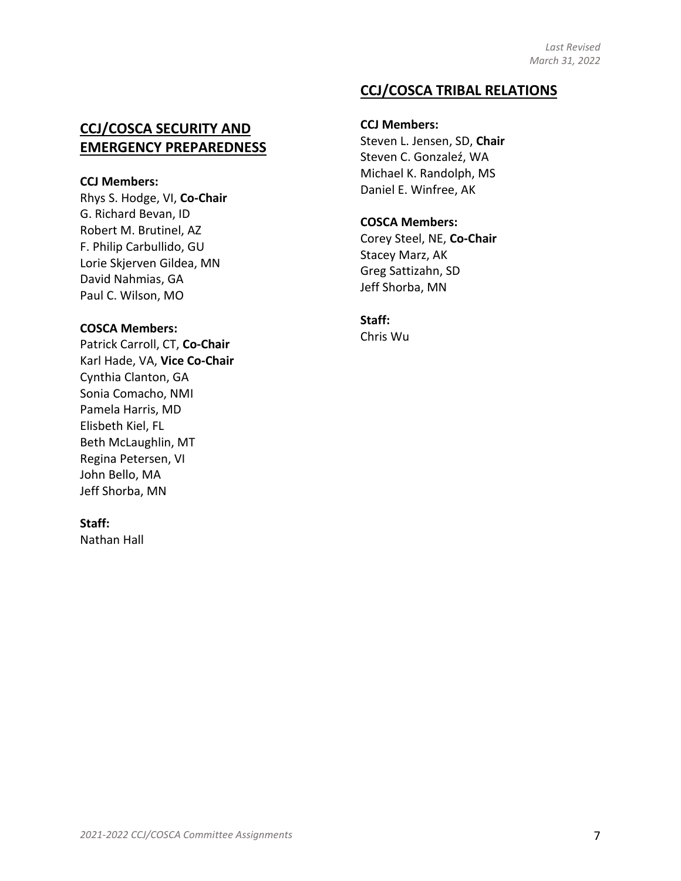*Last Revised*
*March 31, 2022*

## CCJ/COSCA SECURITY AND EMERGENCY PREPAREDNESS

**CCJ Members:**
Rhys S. Hodge, VI, **Co-Chair**
G. Richard Bevan, ID
Robert M. Brutinel, AZ
F. Philip Carbullido, GU
Lorie Skjerven Gildea, MN
David Nahmias, GA
Paul C. Wilson, MO

**COSCA Members:**
Patrick Carroll, CT, **Co-Chair**
Karl Hade, VA, **Vice Co-Chair**
Cynthia Clanton, GA
Sonia Comacho, NMI
Pamela Harris, MD
Elisbeth Kiel, FL
Beth McLaughlin, MT
Regina Petersen, VI
John Bello, MA
Jeff Shorba, MN

**Staff:**
Nathan Hall

## CCJ/COSCA TRIBAL RELATIONS

**CCJ Members:**
Steven L. Jensen, SD, **Chair**
Steven C. Gonzaleź, WA
Michael K. Randolph, MS
Daniel E. Winfree, AK

**COSCA Members:**
Corey Steel, NE, **Co-Chair**
Stacey Marz, AK
Greg Sattizahn, SD
Jeff Shorba, MN

**Staff:**
Chris Wu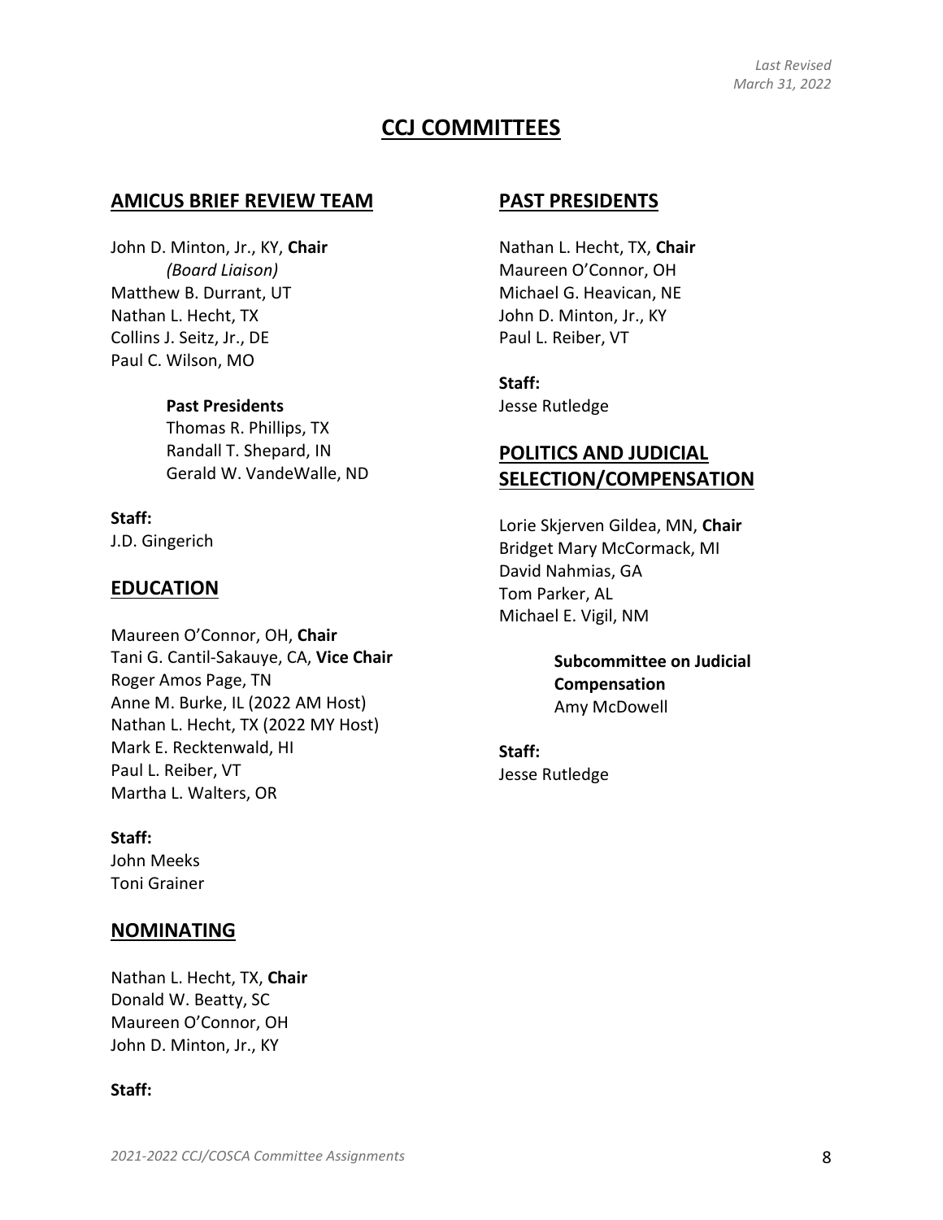*Last Revised*
*March 31, 2022*

# CCJ COMMITTEES

## AMICUS BRIEF REVIEW TEAM

John D. Minton, Jr., KY, **Chair**
*(Board Liaison)*
Matthew B. Durrant, UT
Nathan L. Hecht, TX
Collins J. Seitz, Jr., DE
Paul C. Wilson, MO

**Past Presidents**
Thomas R. Phillips, TX
Randall T. Shepard, IN
Gerald W. VandeWalle, ND

**Staff:**
J.D. Gingerich

## EDUCATION

Maureen O'Connor, OH, **Chair**
Tani G. Cantil-Sakauye, CA, **Vice Chair**
Roger Amos Page, TN
Anne M. Burke, IL (2022 AM Host)
Nathan L. Hecht, TX (2022 MY Host)
Mark E. Recktenwald, HI
Paul L. Reiber, VT
Martha L. Walters, OR

**Staff:**
John Meeks
Toni Grainer

## NOMINATING

Nathan L. Hecht, TX, **Chair**
Donald W. Beatty, SC
Maureen O'Connor, OH
John D. Minton, Jr., KY

**Staff:**

## PAST PRESIDENTS

Nathan L. Hecht, TX, **Chair**
Maureen O'Connor, OH
Michael G. Heavican, NE
John D. Minton, Jr., KY
Paul L. Reiber, VT

**Staff:**
Jesse Rutledge

## POLITICS AND JUDICIAL SELECTION/COMPENSATION

Lorie Skjerven Gildea, MN, **Chair**
Bridget Mary McCormack, MI
David Nahmias, GA
Tom Parker, AL
Michael E. Vigil, NM

**Subcommittee on Judicial Compensation**
Amy McDowell

**Staff:**
Jesse Rutledge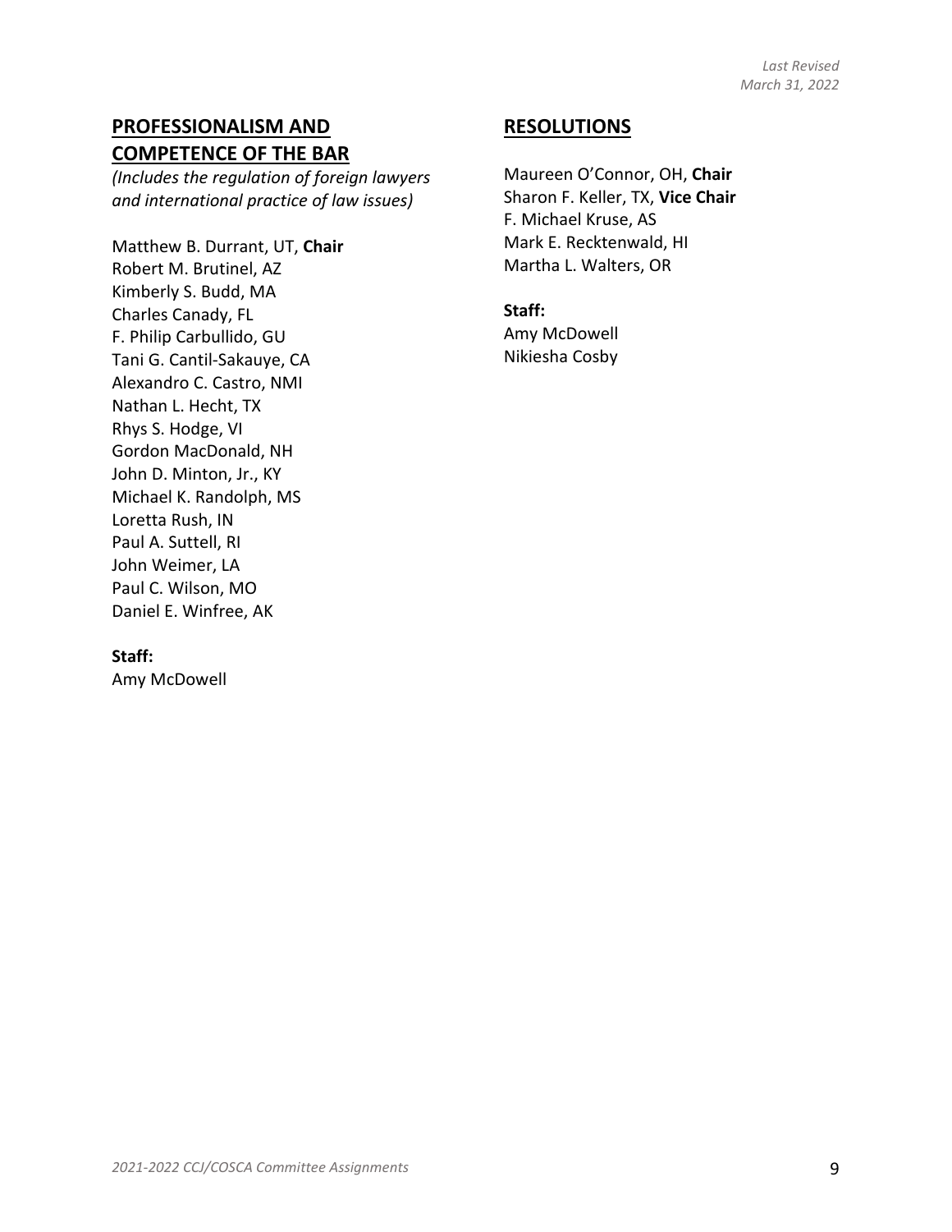*Last Revised*
*March 31, 2022*

## PROFESSIONALISM AND COMPETENCE OF THE BAR

*(Includes the regulation of foreign lawyers and international practice of law issues)*

Matthew B. Durrant, UT, **Chair**
Robert M. Brutinel, AZ
Kimberly S. Budd, MA
Charles Canady, FL
F. Philip Carbullido, GU
Tani G. Cantil-Sakauye, CA
Alexandro C. Castro, NMI
Nathan L. Hecht, TX
Rhys S. Hodge, VI
Gordon MacDonald, NH
John D. Minton, Jr., KY
Michael K. Randolph, MS
Loretta Rush, IN
Paul A. Suttell, RI
John Weimer, LA
Paul C. Wilson, MO
Daniel E. Winfree, AK

**Staff:**
Amy McDowell

## RESOLUTIONS

Maureen O'Connor, OH, **Chair**
Sharon F. Keller, TX, **Vice Chair**
F. Michael Kruse, AS
Mark E. Recktenwald, HI
Martha L. Walters, OR

**Staff:**
Amy McDowell
Nikiesha Cosby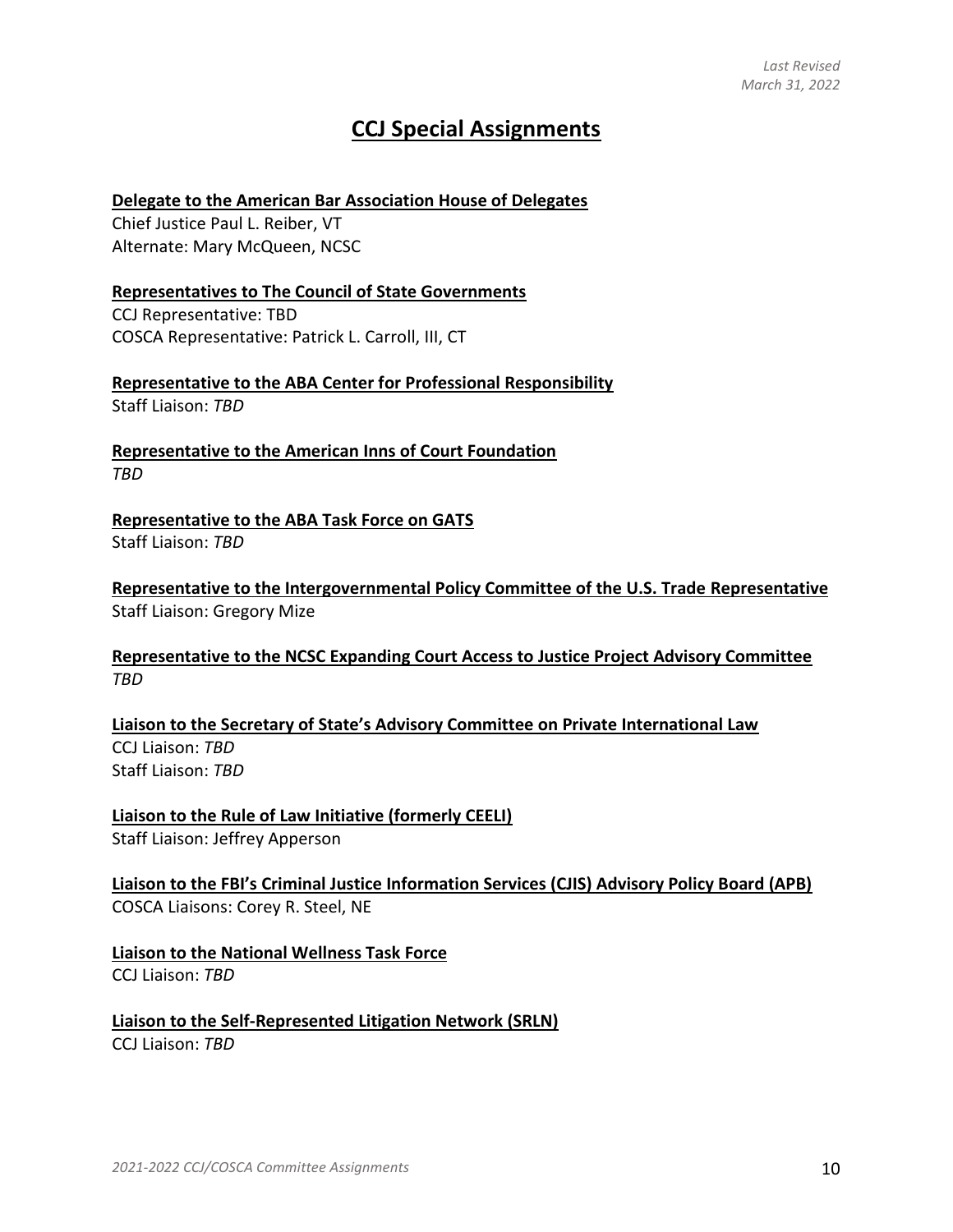*Last Revised*
*March 31, 2022*

# CCJ Special Assignments

**Delegate to the American Bar Association House of Delegates**
Chief Justice Paul L. Reiber, VT
Alternate: Mary McQueen, NCSC

**Representatives to The Council of State Governments**
CCJ Representative: TBD
COSCA Representative: Patrick L. Carroll, III, CT

**Representative to the ABA Center for Professional Responsibility**
Staff Liaison: *TBD*

**Representative to the American Inns of Court Foundation**
*TBD*

**Representative to the ABA Task Force on GATS**
Staff Liaison: *TBD*

**Representative to the Intergovernmental Policy Committee of the U.S. Trade Representative**
Staff Liaison: Gregory Mize

**Representative to the NCSC Expanding Court Access to Justice Project Advisory Committee**
*TBD*

**Liaison to the Secretary of State's Advisory Committee on Private International Law**
CCJ Liaison: *TBD*
Staff Liaison: *TBD*

**Liaison to the Rule of Law Initiative (formerly CEELI)**
Staff Liaison: Jeffrey Apperson

**Liaison to the FBI's Criminal Justice Information Services (CJIS) Advisory Policy Board (APB)**
COSCA Liaisons: Corey R. Steel, NE

**Liaison to the National Wellness Task Force**
CCJ Liaison: *TBD*

**Liaison to the Self-Represented Litigation Network (SRLN)**
CCJ Liaison: *TBD*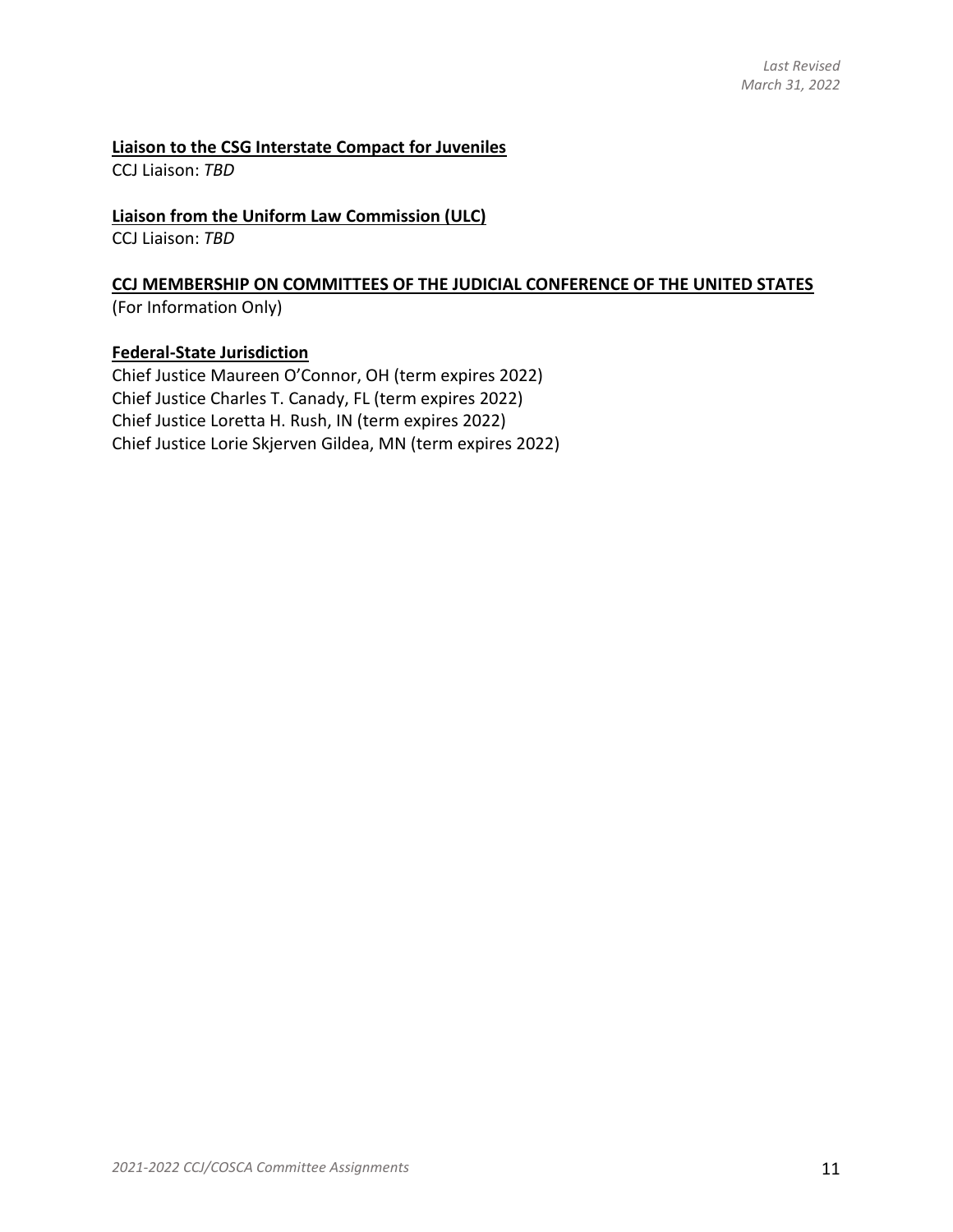*Last Revised*
*March 31, 2022*

**Liaison to the CSG Interstate Compact for Juveniles**
CCJ Liaison: *TBD*

**Liaison from the Uniform Law Commission (ULC)**
CCJ Liaison: *TBD*

**CCJ MEMBERSHIP ON COMMITTEES OF THE JUDICIAL CONFERENCE OF THE UNITED STATES**
(For Information Only)

**Federal-State Jurisdiction**
Chief Justice Maureen O'Connor, OH (term expires 2022)
Chief Justice Charles T. Canady, FL (term expires 2022)
Chief Justice Loretta H. Rush, IN (term expires 2022)
Chief Justice Lorie Skjerven Gildea, MN (term expires 2022)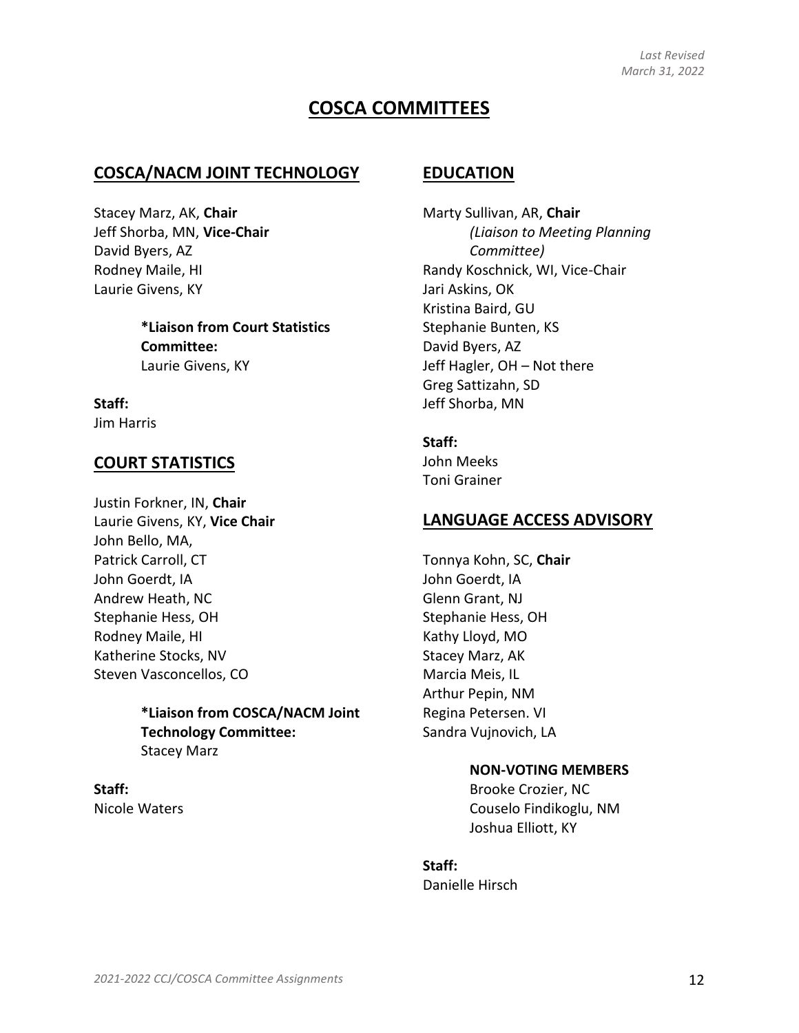*Last Revised*
*March 31, 2022*

# COSCA COMMITTEES

## COSCA/NACM JOINT TECHNOLOGY

Stacey Marz, AK, **Chair**
Jeff Shorba, MN, **Vice-Chair**
David Byers, AZ
Rodney Maile, HI
Laurie Givens, KY

**\*Liaison from Court Statistics Committee:**
Laurie Givens, KY

**Staff:**
Jim Harris

## COURT STATISTICS

Justin Forkner, IN, **Chair**
Laurie Givens, KY, **Vice Chair**
John Bello, MA,
Patrick Carroll, CT
John Goerdt, IA
Andrew Heath, NC
Stephanie Hess, OH
Rodney Maile, HI
Katherine Stocks, NV
Steven Vasconcellos, CO

**\*Liaison from COSCA/NACM Joint Technology Committee:**
Stacey Marz

**Staff:**
Nicole Waters

## EDUCATION

Marty Sullivan, AR, **Chair**
*(Liaison to Meeting Planning Committee)*
Randy Koschnick, WI, Vice-Chair
Jari Askins, OK
Kristina Baird, GU
Stephanie Bunten, KS
David Byers, AZ
Jeff Hagler, OH – Not there
Greg Sattizahn, SD
Jeff Shorba, MN

**Staff:**
John Meeks
Toni Grainer

## LANGUAGE ACCESS ADVISORY

Tonnya Kohn, SC, **Chair**
John Goerdt, IA
Glenn Grant, NJ
Stephanie Hess, OH
Kathy Lloyd, MO
Stacey Marz, AK
Marcia Meis, IL
Arthur Pepin, NM
Regina Petersen. VI
Sandra Vujnovich, LA

**NON-VOTING MEMBERS**
Brooke Crozier, NC
Couselo Findikoglu, NM
Joshua Elliott, KY

**Staff:**
Danielle Hirsch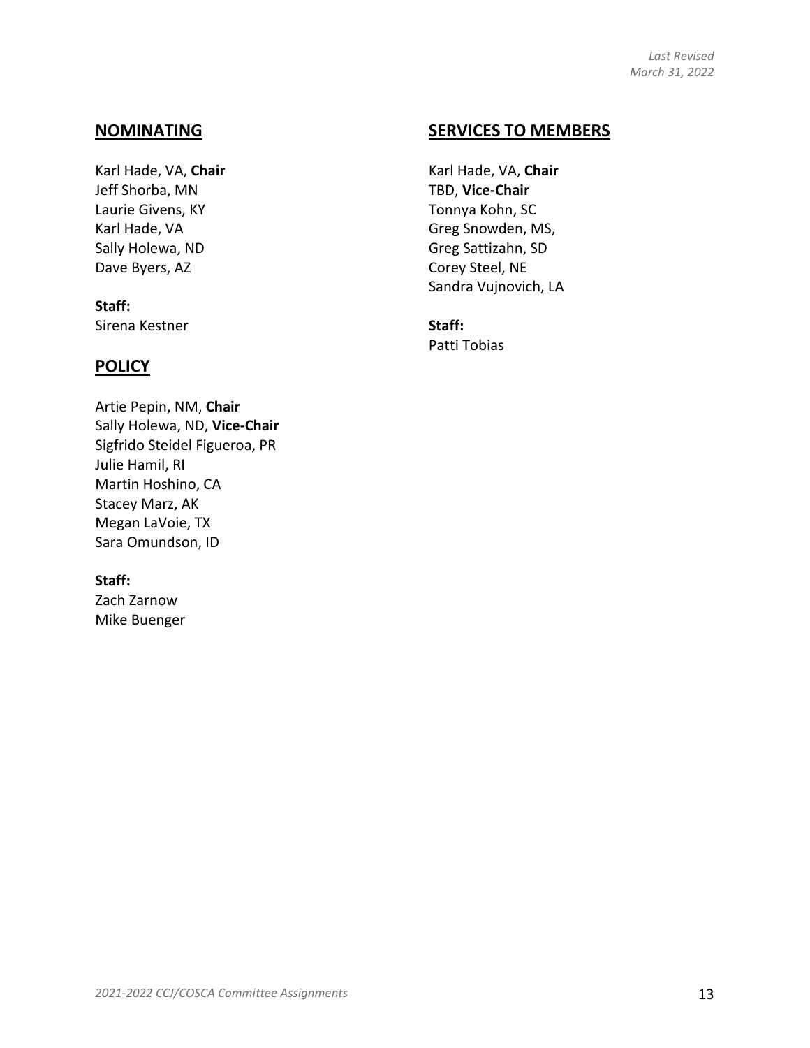*Last Revised*
*March 31, 2022*

## NOMINATING

Karl Hade, VA, **Chair**
Jeff Shorba, MN
Laurie Givens, KY
Karl Hade, VA
Sally Holewa, ND
Dave Byers, AZ

**Staff:**
Sirena Kestner

## POLICY

Artie Pepin, NM, **Chair**
Sally Holewa, ND, **Vice-Chair**
Sigfrido Steidel Figueroa, PR
Julie Hamil, RI
Martin Hoshino, CA
Stacey Marz, AK
Megan LaVoie, TX
Sara Omundson, ID

**Staff:**
Zach Zarnow
Mike Buenger

## SERVICES TO MEMBERS

Karl Hade, VA, **Chair**
TBD, **Vice-Chair**
Tonnya Kohn, SC
Greg Snowden, MS,
Greg Sattizahn, SD
Corey Steel, NE
Sandra Vujnovich, LA

**Staff:**
Patti Tobias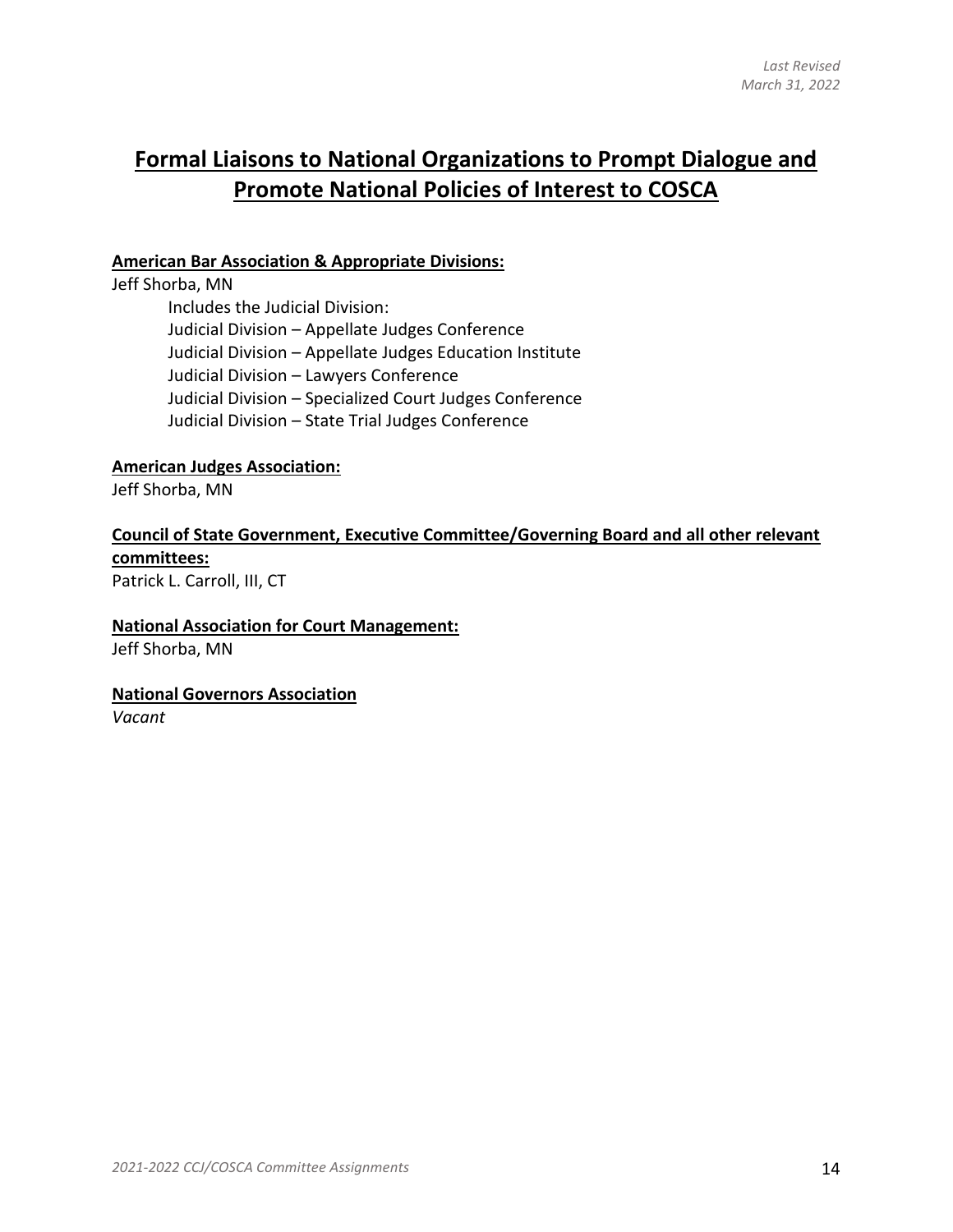*Last Revised*
*March 31, 2022*

# Formal Liaisons to National Organizations to Prompt Dialogue and Promote National Policies of Interest to COSCA

**American Bar Association & Appropriate Divisions:**

Jeff Shorba, MN

Includes the Judicial Division:
Judicial Division – Appellate Judges Conference
Judicial Division – Appellate Judges Education Institute
Judicial Division – Lawyers Conference
Judicial Division – Specialized Court Judges Conference
Judicial Division – State Trial Judges Conference

**American Judges Association:**

Jeff Shorba, MN

**Council of State Government, Executive Committee/Governing Board and all other relevant committees:**

Patrick L. Carroll, III, CT

**National Association for Court Management:**

Jeff Shorba, MN

**National Governors Association**

*Vacant*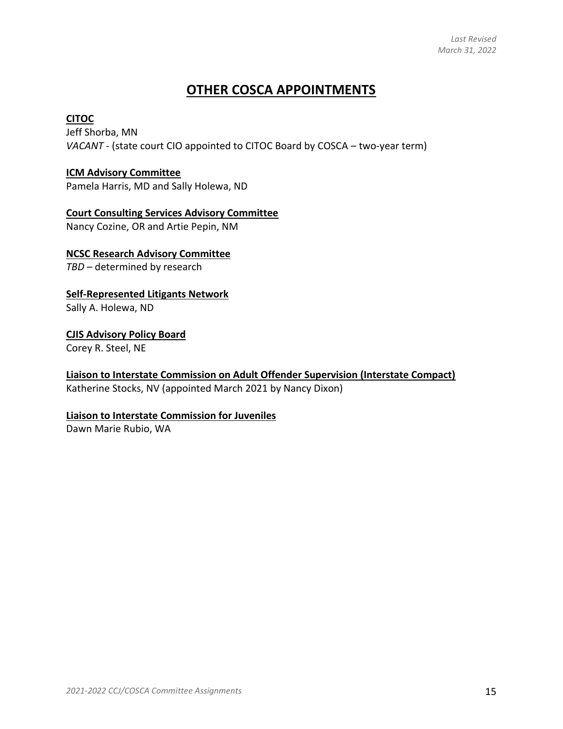*Last Revised*
*March 31, 2022*

# OTHER COSCA APPOINTMENTS

**CITOC**
Jeff Shorba, MN
*VACANT* - (state court CIO appointed to CITOC Board by COSCA – two-year term)

**ICM Advisory Committee**
Pamela Harris, MD and Sally Holewa, ND

**Court Consulting Services Advisory Committee**
Nancy Cozine, OR and Artie Pepin, NM

**NCSC Research Advisory Committee**
*TBD* – determined by research

**Self-Represented Litigants Network**
Sally A. Holewa, ND

**CJIS Advisory Policy Board**
Corey R. Steel, NE

**Liaison to Interstate Commission on Adult Offender Supervision (Interstate Compact)**
Katherine Stocks, NV (appointed March 2021 by Nancy Dixon)

**Liaison to Interstate Commission for Juveniles**
Dawn Marie Rubio, WA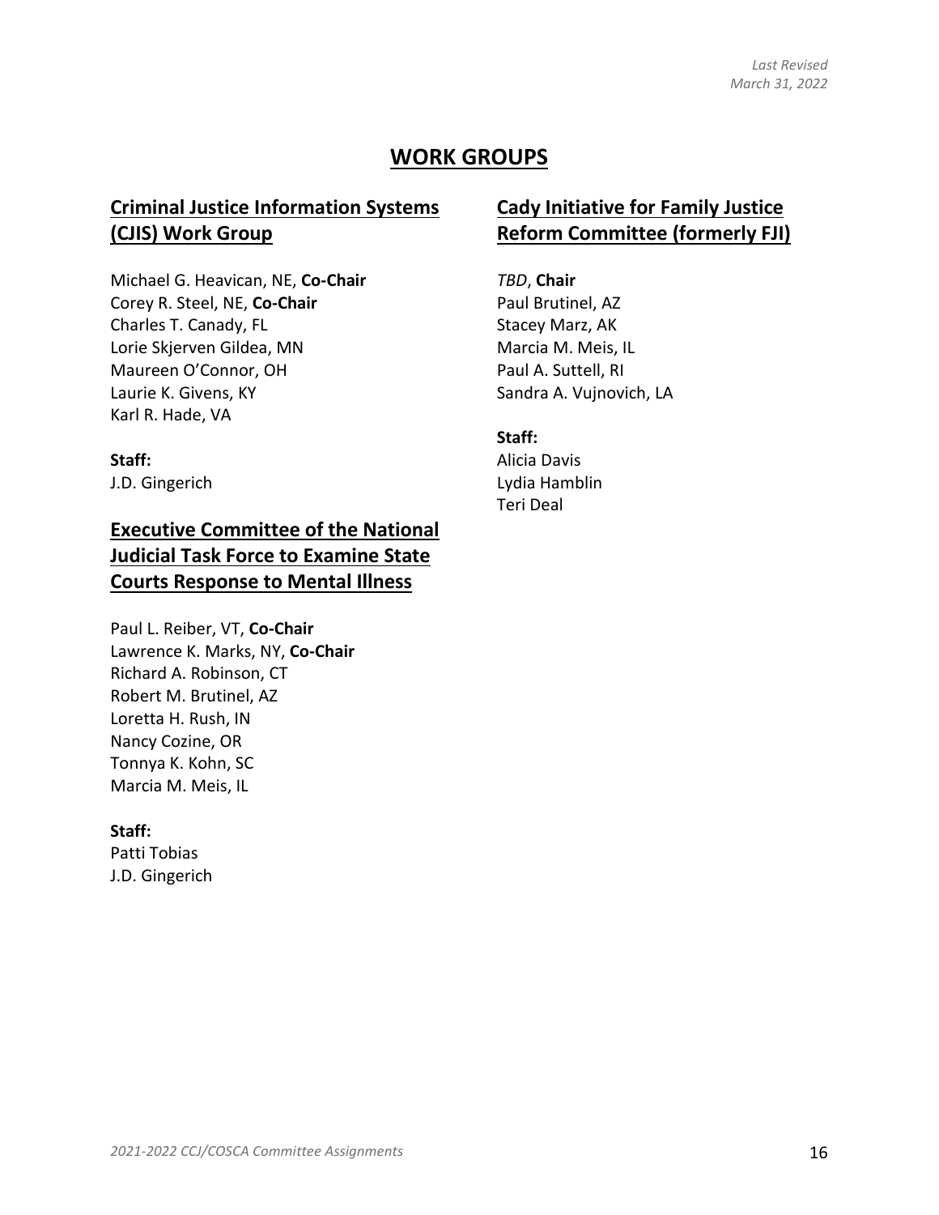*Last Revised*
*March 31, 2022*

# WORK GROUPS

## Criminal Justice Information Systems (CJIS) Work Group

Michael G. Heavican, NE, **Co-Chair**
Corey R. Steel, NE, **Co-Chair**
Charles T. Canady, FL
Lorie Skjerven Gildea, MN
Maureen O'Connor, OH
Laurie K. Givens, KY
Karl R. Hade, VA

**Staff:**
J.D. Gingerich

## Executive Committee of the National Judicial Task Force to Examine State Courts Response to Mental Illness

Paul L. Reiber, VT, **Co-Chair**
Lawrence K. Marks, NY, **Co-Chair**
Richard A. Robinson, CT
Robert M. Brutinel, AZ
Loretta H. Rush, IN
Nancy Cozine, OR
Tonnya K. Kohn, SC
Marcia M. Meis, IL

**Staff:**
Patti Tobias
J.D. Gingerich

## Cady Initiative for Family Justice Reform Committee (formerly FJI)

*TBD*, **Chair**
Paul Brutinel, AZ
Stacey Marz, AK
Marcia M. Meis, IL
Paul A. Suttell, RI
Sandra A. Vujnovich, LA

**Staff:**
Alicia Davis
Lydia Hamblin
Teri Deal